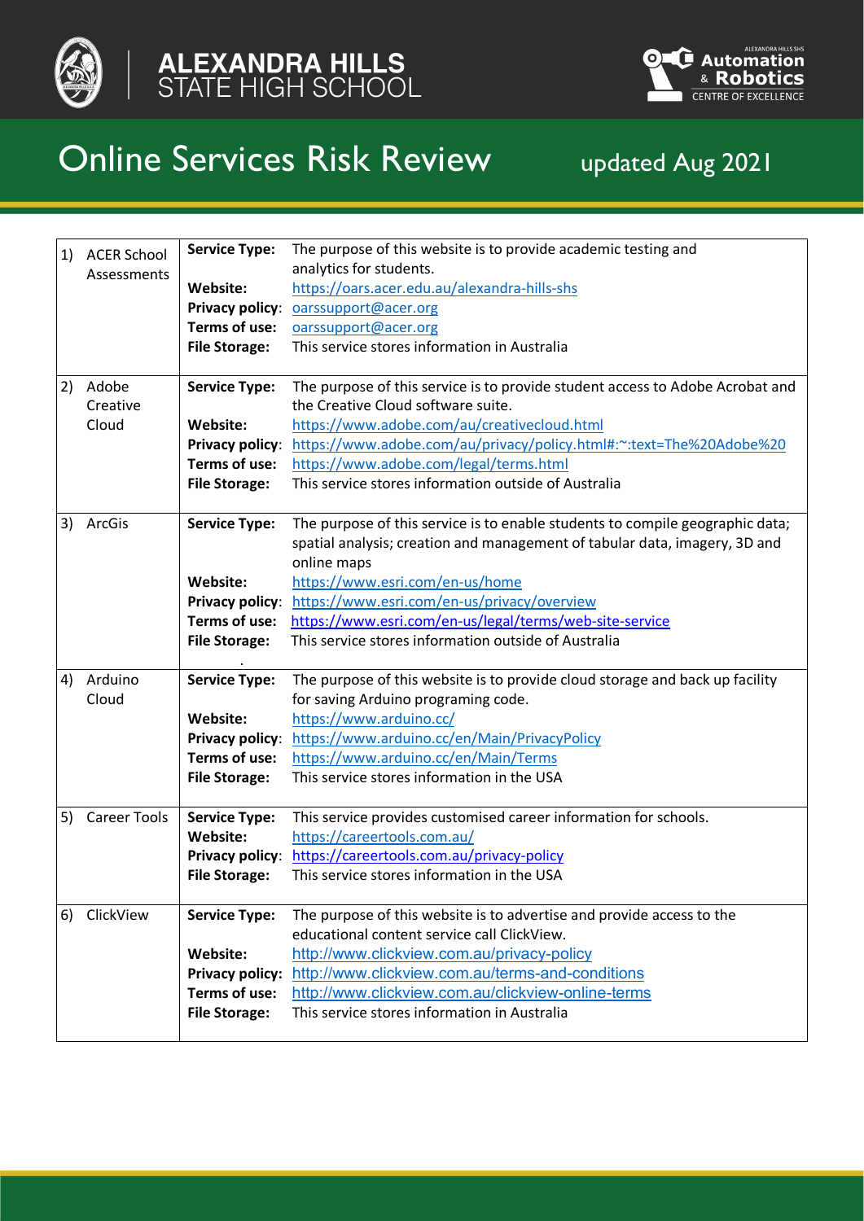ALEXANDRA HILLS STATE HIGH SCHOOL

ALEXANDRA HILLS SHS Automation & Robotics CENTRE OF EXCELLENCE

# Online Services Risk Review

updated Aug 2021

| | | | |
|---|---|---|---|
| 1) | ACER School Assessments | **Service Type:** | The purpose of this website is to provide academic testing and analytics for students. |
| | | **Website:** | https://oars.acer.edu.au/alexandra-hills-shs |
| | | **Privacy policy:** | oarssupport@acer.org |
| | | **Terms of use:** | oarssupport@acer.org |
| | | **File Storage:** | This service stores information in Australia |
| 2) | Adobe Creative Cloud | **Service Type:** | The purpose of this service is to provide student access to Adobe Acrobat and the Creative Cloud software suite. |
| | | **Website:** | https://www.adobe.com/au/creativecloud.html |
| | | **Privacy policy:** | https://www.adobe.com/au/privacy/policy.html#:~:text=The%20Adobe%20 |
| | | **Terms of use:** | https://www.adobe.com/legal/terms.html |
| | | **File Storage:** | This service stores information outside of Australia |
| 3) | ArcGis | **Service Type:** | The purpose of this service is to enable students to compile geographic data; spatial analysis; creation and management of tabular data, imagery, 3D and online maps |
| | | **Website:** | https://www.esri.com/en-us/home |
| | | **Privacy policy:** | https://www.esri.com/en-us/privacy/overview |
| | | **Terms of use:** | https://www.esri.com/en-us/legal/terms/web-site-service |
| | | **File Storage:** | This service stores information outside of Australia |
| 4) | Arduino Cloud | **Service Type:** | The purpose of this website is to provide cloud storage and back up facility for saving Arduino programing code. |
| | | **Website:** | https://www.arduino.cc/ |
| | | **Privacy policy:** | https://www.arduino.cc/en/Main/PrivacyPolicy |
| | | **Terms of use:** | https://www.arduino.cc/en/Main/Terms |
| | | **File Storage:** | This service stores information in the USA |
| 5) | Career Tools | **Service Type:** | This service provides customised career information for schools. |
| | | **Website:** | https://careertools.com.au/ |
| | | **Privacy policy:** | https://careertools.com.au/privacy-policy |
| | | **File Storage:** | This service stores information in the USA |
| 6) | ClickView | **Service Type:** | The purpose of this website is to advertise and provide access to the educational content service call ClickView. |
| | | **Website:** | http://www.clickview.com.au/privacy-policy |
| | | **Privacy policy:** | http://www.clickview.com.au/terms-and-conditions |
| | | **Terms of use:** | http://www.clickview.com.au/clickview-online-terms |
| | | **File Storage:** | This service stores information in Australia |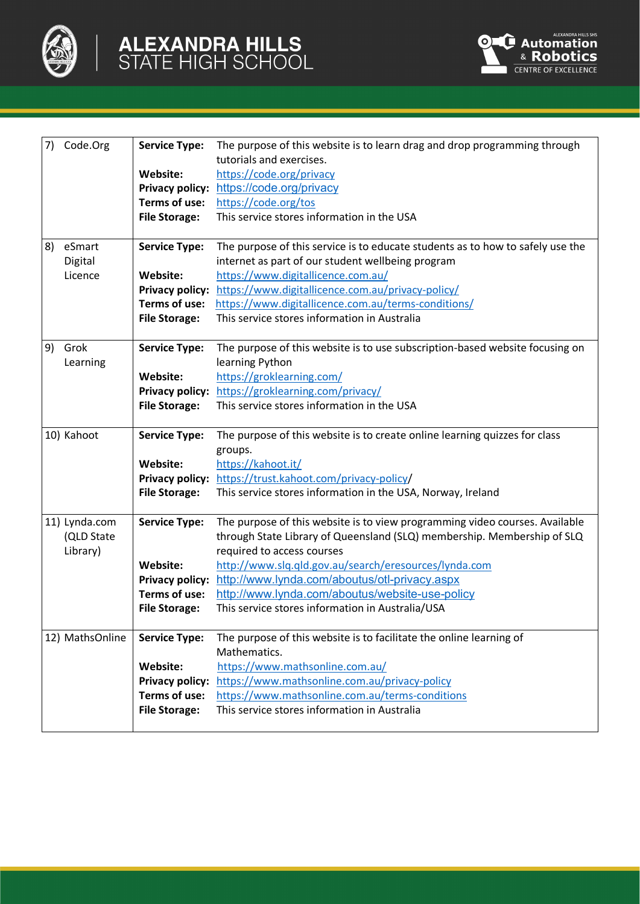| | | |
|---|---|---|
| 7) Code.Org | **Service Type:** | The purpose of this website is to learn drag and drop programming through tutorials and exercises. |
| | **Website:** | https://code.org/privacy |
| | **Privacy policy:** | https://code.org/privacy |
| | **Terms of use:** | https://code.org/tos |
| | **File Storage:** | This service stores information in the USA |
| 8) eSmart Digital Licence | **Service Type:** | The purpose of this service is to educate students as to how to safely use the internet as part of our student wellbeing program |
| | **Website:** | https://www.digitallicence.com.au/ |
| | **Privacy policy:** | https://www.digitallicence.com.au/privacy-policy/ |
| | **Terms of use:** | https://www.digitallicence.com.au/terms-conditions/ |
| | **File Storage:** | This service stores information in Australia |
| 9) Grok Learning | **Service Type:** | The purpose of this website is to use subscription-based website focusing on learning Python |
| | **Website:** | https://groklearning.com/ |
| | **Privacy policy:** | https://groklearning.com/privacy/ |
| | **File Storage:** | This service stores information in the USA |
| 10) Kahoot | **Service Type:** | The purpose of this website is to create online learning quizzes for class groups. |
| | **Website:** | https://kahoot.it/ |
| | **Privacy policy:** | https://trust.kahoot.com/privacy-policy/ |
| | **File Storage:** | This service stores information in the USA, Norway, Ireland |
| 11) Lynda.com (QLD State Library) | **Service Type:** | The purpose of this website is to view programming video courses. Available through State Library of Queensland (SLQ) membership. Membership of SLQ required to access courses |
| | **Website:** | http://www.slq.qld.gov.au/search/eresources/lynda.com |
| | **Privacy policy:** | http://www.lynda.com/aboutus/otl-privacy.aspx |
| | **Terms of use:** | http://www.lynda.com/aboutus/website-use-policy |
| | **File Storage:** | This service stores information in Australia/USA |
| 12) MathsOnline | **Service Type:** | The purpose of this website is to facilitate the online learning of Mathematics. |
| | **Website:** | https://www.mathsonline.com.au/ |
| | **Privacy policy:** | https://www.mathsonline.com.au/privacy-policy |
| | **Terms of use:** | https://www.mathsonline.com.au/terms-conditions |
| | **File Storage:** | This service stores information in Australia |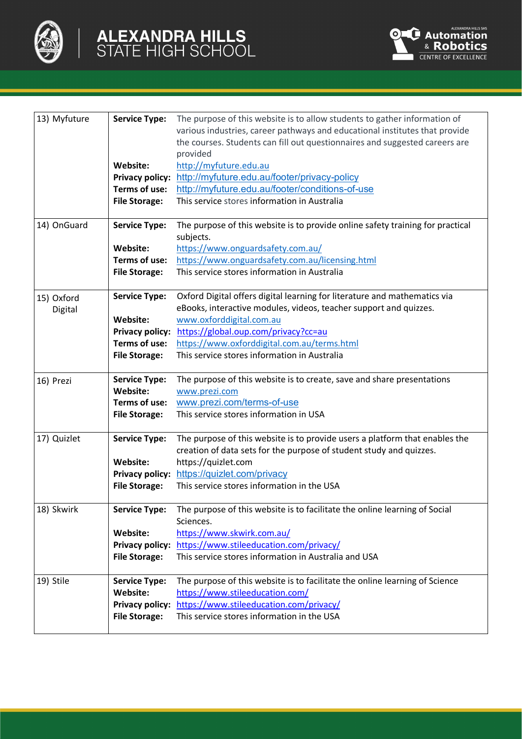| | | |
|---|---|---|
| 13) Myfuture | **Service Type:** | The purpose of this website is to allow students to gather information of various industries, career pathways and educational institutes that provide the courses. Students can fill out questionnaires and suggested careers are provided |
| | **Website:** | http://myfuture.edu.au |
| | **Privacy policy:** | http://myfuture.edu.au/footer/privacy-policy |
| | **Terms of use:** | http://myfuture.edu.au/footer/conditions-of-use |
| | **File Storage:** | This service stores information in Australia |
| 14) OnGuard | **Service Type:** | The purpose of this website is to provide online safety training for practical subjects. |
| | **Website:** | https://www.onguardsafety.com.au/ |
| | **Terms of use:** | https://www.onguardsafety.com.au/licensing.html |
| | **File Storage:** | This service stores information in Australia |
| 15) Oxford Digital | **Service Type:** | Oxford Digital offers digital learning for literature and mathematics via eBooks, interactive modules, videos, teacher support and quizzes. |
| | **Website:** | www.oxforddigital.com.au |
| | **Privacy policy:** | https://global.oup.com/privacy?cc=au |
| | **Terms of use:** | https://www.oxforddigital.com.au/terms.html |
| | **File Storage:** | This service stores information in Australia |
| 16) Prezi | **Service Type:** | The purpose of this website is to create, save and share presentations |
| | **Website:** | www.prezi.com |
| | **Terms of use:** | www.prezi.com/terms-of-use |
| | **File Storage:** | This service stores information in USA |
| 17) Quizlet | **Service Type:** | The purpose of this website is to provide users a platform that enables the creation of data sets for the purpose of student study and quizzes. |
| | **Website:** | https://quizlet.com |
| | **Privacy policy:** | https://quizlet.com/privacy |
| | **File Storage:** | This service stores information in the USA |
| 18) Skwirk | **Service Type:** | The purpose of this website is to facilitate the online learning of Social Sciences. |
| | **Website:** | https://www.skwirk.com.au/ |
| | **Privacy policy:** | https://www.stileeducation.com/privacy/ |
| | **File Storage:** | This service stores information in Australia and USA |
| 19) Stile | **Service Type:** | The purpose of this website is to facilitate the online learning of Science |
| | **Website:** | https://www.stileeducation.com/ |
| | **Privacy policy:** | https://www.stileeducation.com/privacy/ |
| | **File Storage:** | This service stores information in the USA |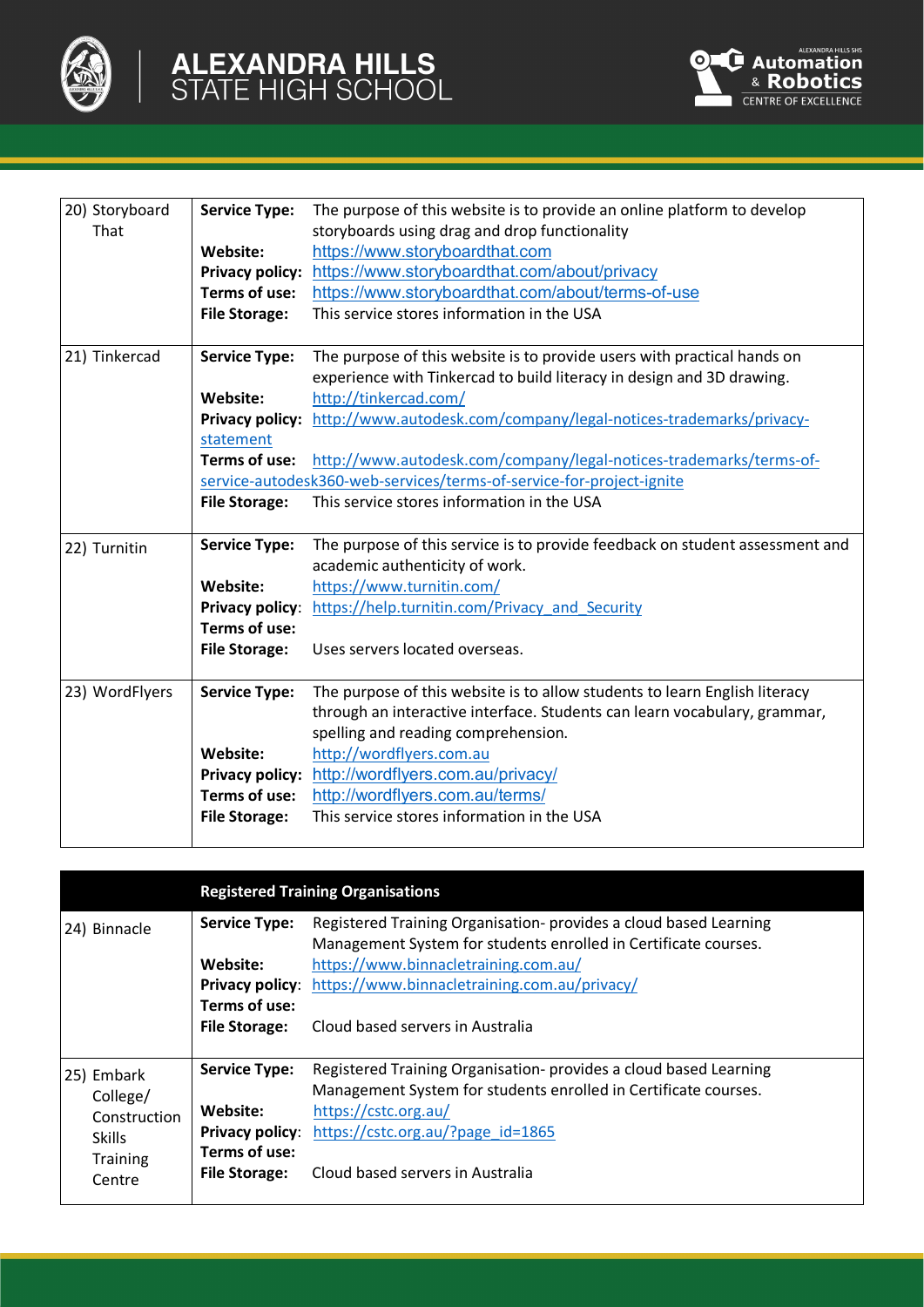| | |
|---|---|
| 20) Storyboard That | **Service Type:** The purpose of this website is to provide an online platform to develop storyboards using drag and drop functionality<br>**Website:** https://www.storyboardthat.com<br>**Privacy policy:** https://www.storyboardthat.com/about/privacy<br>**Terms of use:** https://www.storyboardthat.com/about/terms-of-use<br>**File Storage:** This service stores information in the USA |
| 21) Tinkercad | **Service Type:** The purpose of this website is to provide users with practical hands on experience with Tinkercad to build literacy in design and 3D drawing.<br>**Website:** http://tinkercad.com/<br>**Privacy policy:** http://www.autodesk.com/company/legal-notices-trademarks/privacy-statement<br>**Terms of use:** http://www.autodesk.com/company/legal-notices-trademarks/terms-of-service-autodesk360-web-services/terms-for-service-for-project-ignite<br>**File Storage:** This service stores information in the USA |
| 22) Turnitin | **Service Type:** The purpose of this service is to provide feedback on student assessment and academic authenticity of work.<br>**Website:** https://www.turnitin.com/<br>**Privacy policy:** https://help.turnitin.com/Privacy_and_Security<br>**Terms of use:**<br>**File Storage:** Uses servers located overseas. |
| 23) WordFlyers | **Service Type:** The purpose of this website is to allow students to learn English literacy through an interactive interface. Students can learn vocabulary, grammar, spelling and reading comprehension.<br>**Website:** http://wordflyers.com.au<br>**Privacy policy:** http://wordflyers.com.au/privacy/<br>**Terms of use:** http://wordflyers.com.au/terms/<br>**File Storage:** This service stores information in the USA |

| | **Registered Training Organisations** |
|---|---|
| 24) Binnacle | **Service Type:** Registered Training Organisation- provides a cloud based Learning Management System for students enrolled in Certificate courses.<br>**Website:** https://www.binnacletraining.com.au/<br>**Privacy policy:** https://www.binnacletraining.com.au/privacy/<br>**Terms of use:**<br>**File Storage:** Cloud based servers in Australia |
| 25) Embark College/ Construction Skills Training Centre | **Service Type:** Registered Training Organisation- provides a cloud based Learning Management System for students enrolled in Certificate courses.<br>**Website:** https://cstc.org.au/<br>**Privacy policy:** https://cstc.org.au/?page_id=1865<br>**Terms of use:**<br>**File Storage:** Cloud based servers in Australia |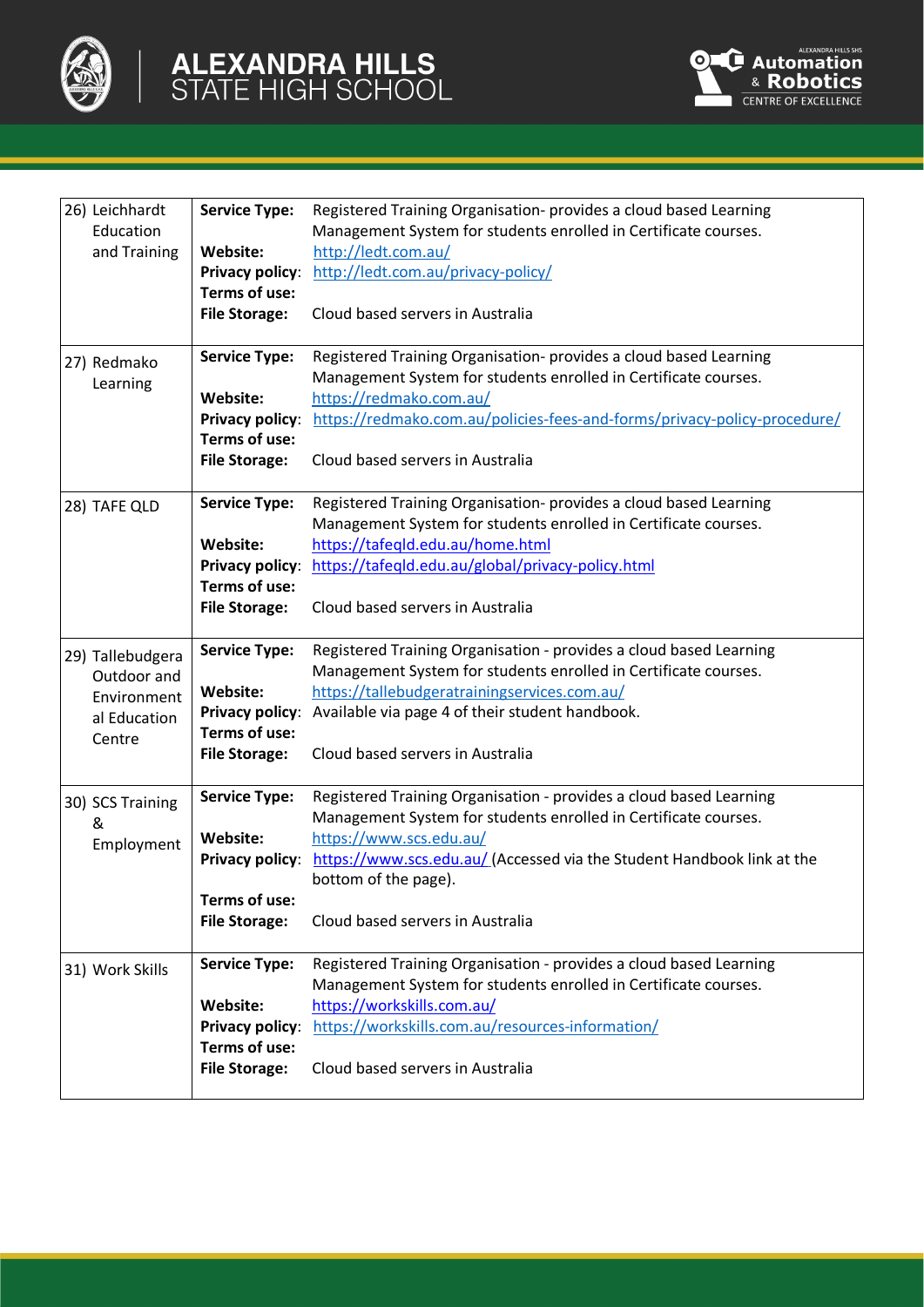| | | |
|---|---|---|
| 26) Leichhardt Education and Training | **Service Type:** | Registered Training Organisation- provides a cloud based Learning Management System for students enrolled in Certificate courses. |
| | **Website:** | http://ledt.com.au/ |
| | **Privacy policy**: | http://ledt.com.au/privacy-policy/ |
| | **Terms of use:** | |
| | **File Storage:** | Cloud based servers in Australia |
| 27) Redmako Learning | **Service Type:** | Registered Training Organisation- provides a cloud based Learning Management System for students enrolled in Certificate courses. |
| | **Website:** | https://redmako.com.au/ |
| | **Privacy policy**: | https://redmako.com.au/policies-fees-and-forms/privacy-policy-procedure/ |
| | **Terms of use:** | |
| | **File Storage:** | Cloud based servers in Australia |
| 28) TAFE QLD | **Service Type:** | Registered Training Organisation- provides a cloud based Learning Management System for students enrolled in Certificate courses. |
| | **Website:** | https://tafeqld.edu.au/home.html |
| | **Privacy policy**: | https://tafeqld.edu.au/global/privacy-policy.html |
| | **Terms of use:** | |
| | **File Storage:** | Cloud based servers in Australia |
| 29) Tallebudgera Outdoor and Environmental Education Centre | **Service Type:** | Registered Training Organisation - provides a cloud based Learning Management System for students enrolled in Certificate courses. |
| | **Website:** | https://tallebudgeratrainingservices.com.au/ |
| | **Privacy policy**: | Available via page 4 of their student handbook. |
| | **Terms of use:** | |
| | **File Storage:** | Cloud based servers in Australia |
| 30) SCS Training & Employment | **Service Type:** | Registered Training Organisation - provides a cloud based Learning Management System for students enrolled in Certificate courses. |
| | **Website:** | https://www.scs.edu.au/ |
| | **Privacy policy**: | https://www.scs.edu.au/ (Accessed via the Student Handbook link at the bottom of the page). |
| | **Terms of use:** | |
| | **File Storage:** | Cloud based servers in Australia |
| 31) Work Skills | **Service Type:** | Registered Training Organisation - provides a cloud based Learning Management System for students enrolled in Certificate courses. |
| | **Website:** | https://workskills.com.au/ |
| | **Privacy policy**: | https://workskills.com.au/resources-information/ |
| | **Terms of use:** | |
| | **File Storage:** | Cloud based servers in Australia |